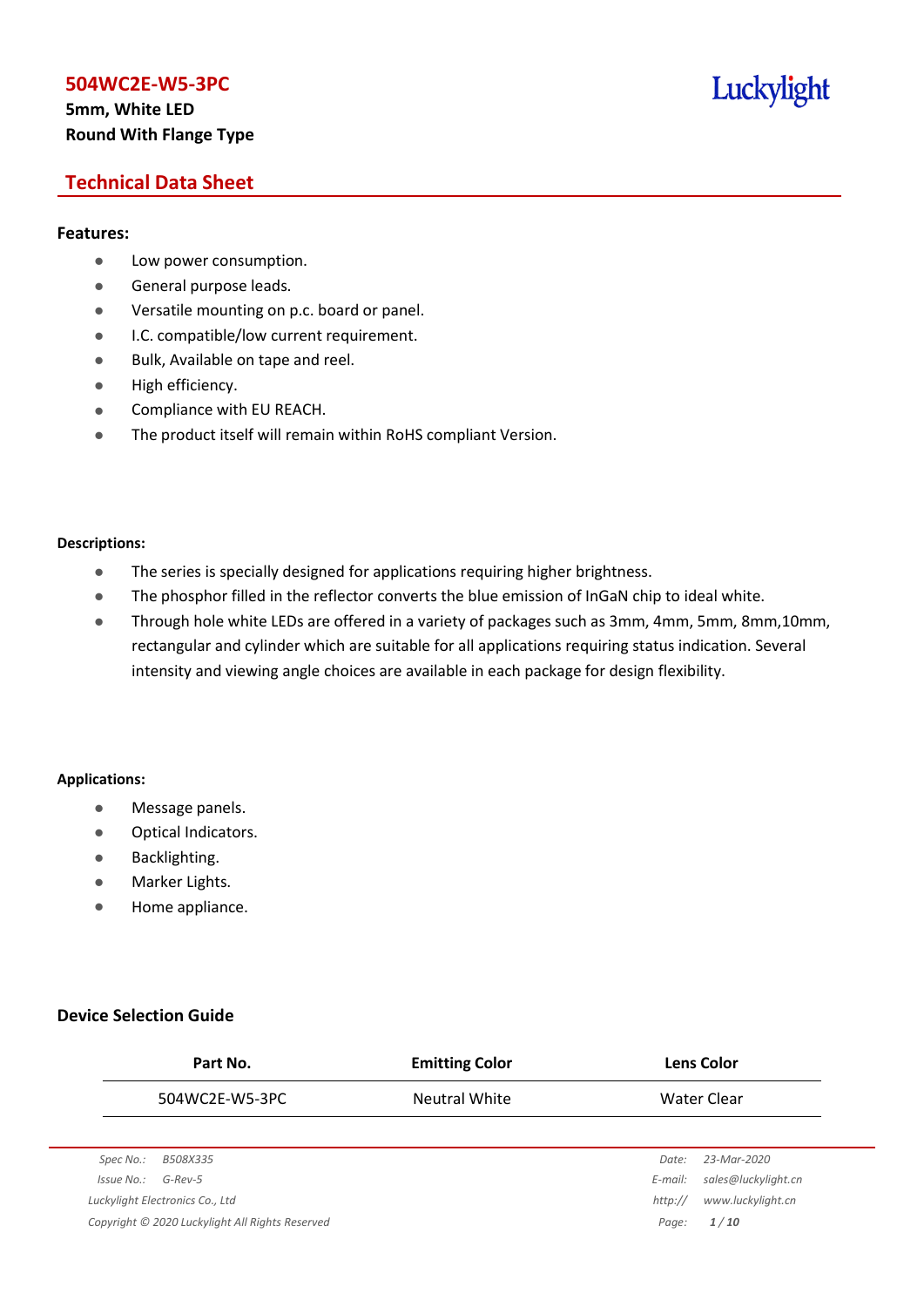# 504WC2E-W5-3PC

**5mm, White LED**
**Round With Flange Type**

Luckylight

## Technical Data Sheet

### Features:

- Low power consumption.
- General purpose leads.
- Versatile mounting on p.c. board or panel.
- I.C. compatible/low current requirement.
- Bulk, Available on tape and reel.
- High efficiency.
- Compliance with EU REACH.
- The product itself will remain within RoHS compliant Version.

### Descriptions:

- The series is specially designed for applications requiring higher brightness.
- The phosphor filled in the reflector converts the blue emission of InGaN chip to ideal white.
- Through hole white LEDs are offered in a variety of packages such as 3mm, 4mm, 5mm, 8mm,10mm, rectangular and cylinder which are suitable for all applications requiring status indication. Several intensity and viewing angle choices are available in each package for design flexibility.

### Applications:

- Message panels.
- Optical Indicators.
- Backlighting.
- Marker Lights.
- Home appliance.

### Device Selection Guide

| Part No. | Emitting Color | Lens Color |
|---|---|---|
| 504WC2E-W5-3PC | Neutral White | Water Clear |

*Spec No.: B508X335*
*Issue No.: G-Rev-5*
*Luckylight Electronics Co., Ltd*
*Copyright © 2020 Luckylight All Rights Reserved*

*Date: 23-Mar-2020*
*E-mail: sales@luckylight.cn*
*http:// www.luckylight.cn*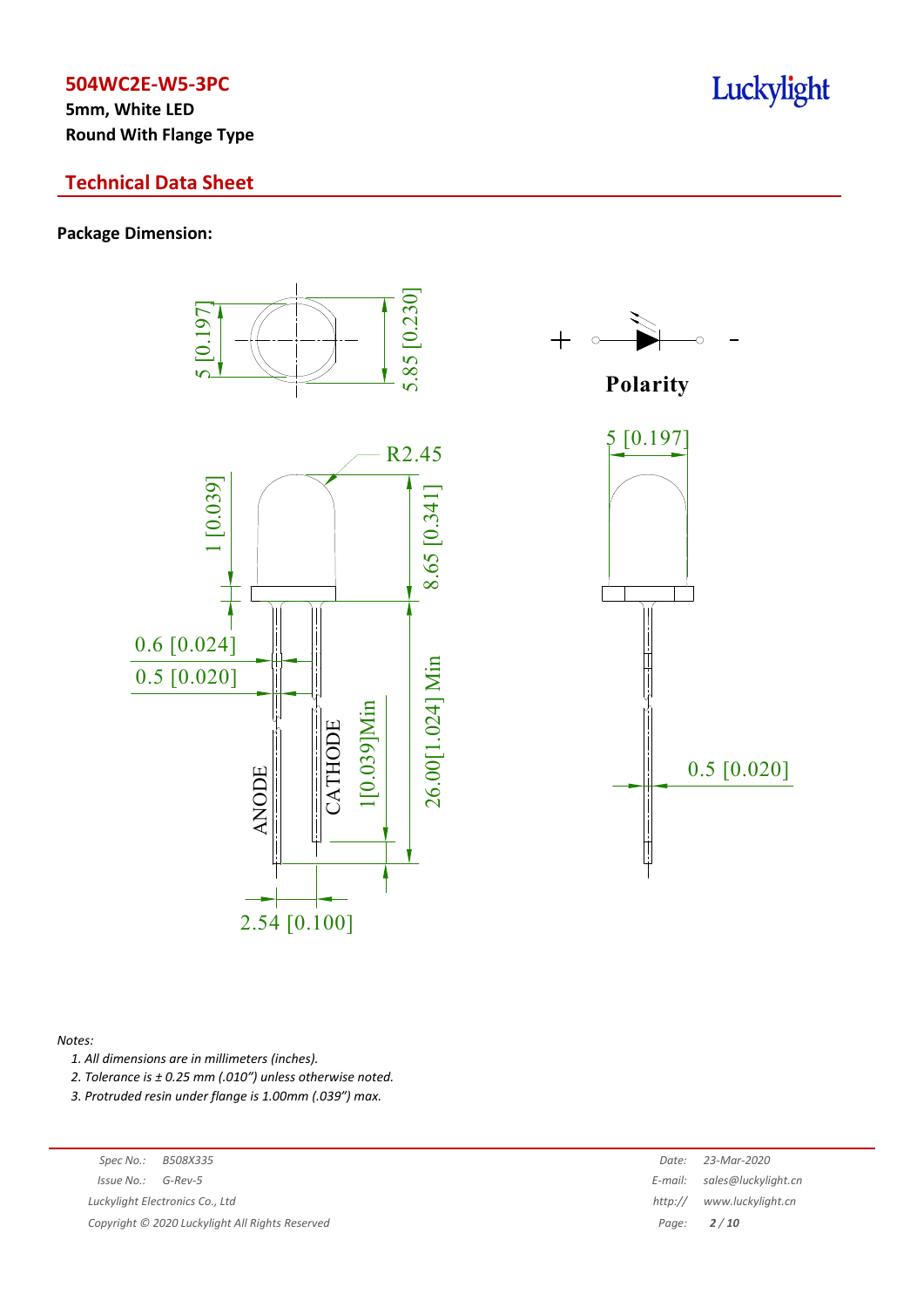# 504WC2E-W5-3PC

**5mm, White LED**
**Round With Flange Type**

## Technical Data Sheet

**Package Dimension:**

5 [0.197]
5.85 [0.230]
Polarity
R2.45
5 [0.197]
1 [0.039]
8.65 [0.341]
0.6 [0.024]
0.5 [0.020]
ANODE
CATHODE
1[0.039]Min
26.00[1.024] Min
0.5 [0.020]
2.54 [0.100]

*Notes:*

1. *All dimensions are in millimeters (inches).*
2. *Tolerance is ± 0.25 mm (.010") unless otherwise noted.*
3. *Protruded resin under flange is 1.00mm (.039") max.*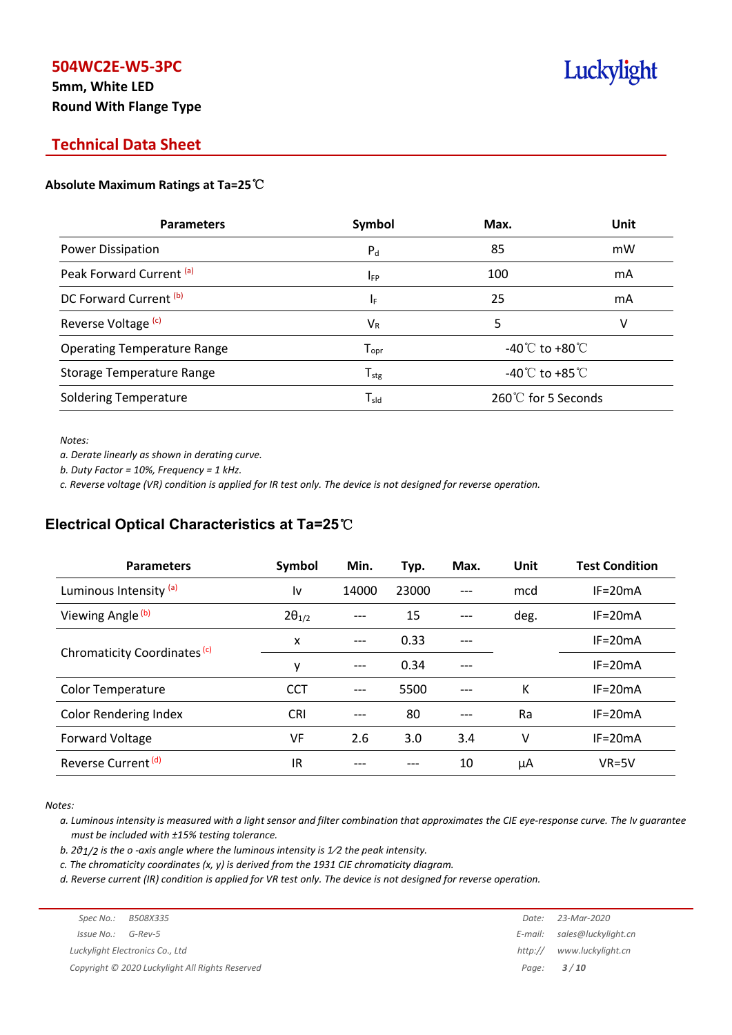# 504WC2E-W5-3PC

**5mm, White LED**
**Round With Flange Type**

## Technical Data Sheet

### Absolute Maximum Ratings at Ta=25℃

| Parameters | Symbol | Max. | Unit |
|---|---|---|---|
| Power Dissipation | $P_d$ | 85 | mW |
| Peak Forward Current [(a)] | $I_{FP}$ | 100 | mA |
| DC Forward Current [(b)] | $I_F$ | 25 | mA |
| Reverse Voltage [(c)] | $V_R$ | 5 | V |
| Operating Temperature Range | $T_{opr}$ | -40℃ to +80℃ | |
| Storage Temperature Range | $T_{stg}$ | -40℃ to +85℃ | |
| Soldering Temperature | $T_{sld}$ | 260℃ for 5 Seconds | |

*Notes:*

*a. Derate linearly as shown in derating curve.*

*b. Duty Factor = 10%, Frequency = 1 kHz.*

*c. Reverse voltage (VR) condition is applied for IR test only. The device is not designed for reverse operation.*

### Electrical Optical Characteristics at Ta=25℃

| Parameters | Symbol | Min. | Typ. | Max. | Unit | Test Condition |
|---|---|---|---|---|---|---|
| Luminous Intensity [(a)] | Iv | 14000 | 23000 | --- | mcd | IF=20mA |
| Viewing Angle [(b)] | $2\theta_{1/2}$ | --- | 15 | --- | deg. | IF=20mA |
| Chromaticity Coordinates [(c)] | x | --- | 0.33 | --- | | IF=20mA |
| | y | --- | 0.34 | --- | | IF=20mA |
| Color Temperature | CCT | --- | 5500 | --- | K | IF=20mA |
| Color Rendering Index | CRI | --- | 80 | --- | Ra | IF=20mA |
| Forward Voltage | VF | 2.6 | 3.0 | 3.4 | V | IF=20mA |
| Reverse Current [(d)] | IR | --- | --- | 10 | μA | VR=5V |

*Notes:*

*a. Luminous intensity is measured with a light sensor and filter combination that approximates the CIE eye-response curve. The Iv guarantee must be included with ±15% testing tolerance.*

*b. $2\theta_{1/2}$ is the o -axis angle where the luminous intensity is 1⁄2 the peak intensity.*

*c. The chromaticity coordinates (x, y) is derived from the 1931 CIE chromaticity diagram.*

*d. Reverse current (IR) condition is applied for VR test only. The device is not designed for reverse operation.*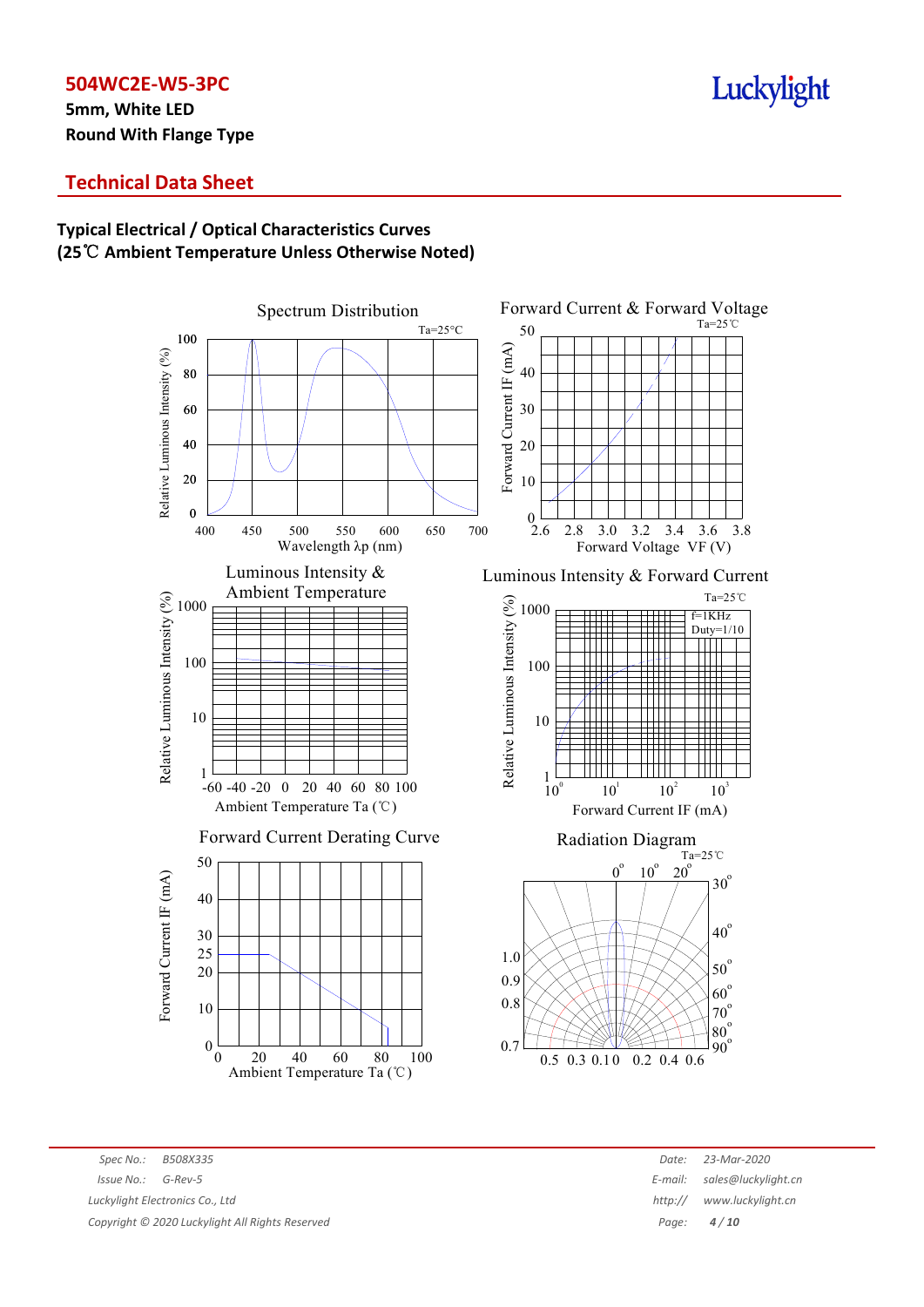# 504WC2E-W5-3PC

**5mm, White LED**

**Round With Flange Type**

## Technical Data Sheet

### Typical Electrical / Optical Characteristics Curves
### (25℃ Ambient Temperature Unless Otherwise Noted)

Spectrum Distribution

Ta=25°C

Relative Luminous Intensity (%)

Wavelength λp (nm)

Forward Current & Forward Voltage

Ta=25℃

Forward Current IF (mA)

Forward Voltage VF (V)

Luminous Intensity & Ambient Temperature

Relative Luminous Intensity (%)

Ambient Temperature Ta (℃)

Luminous Intensity & Forward Current

Ta=25℃

f=1KHz
Duty=1/10

Relative Luminous Intensity (%)

Forward Current IF (mA)

Forward Current Derating Curve

Forward Current IF (mA)

Ambient Temperature Ta (℃)

Radiation Diagram

Ta=25℃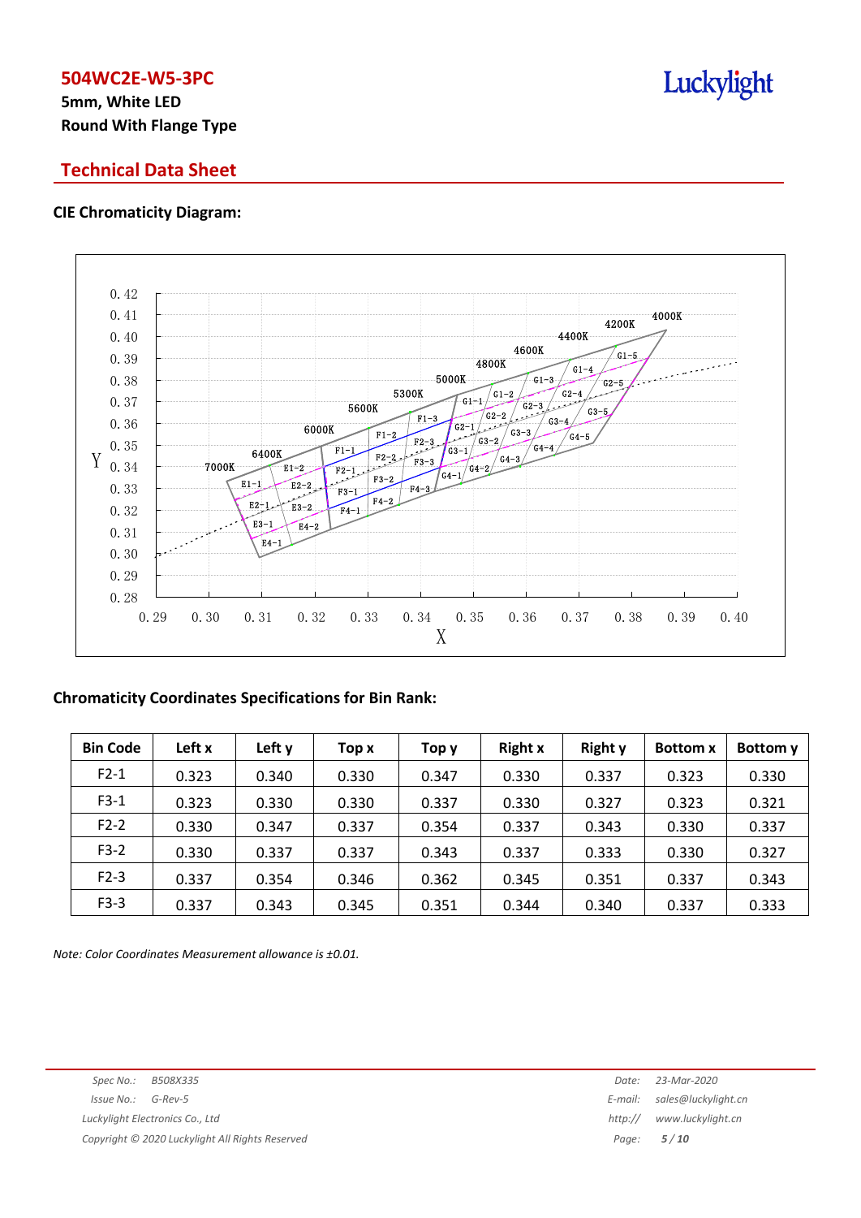## Technical Data Sheet

### CIE Chromaticity Diagram:

### Chromaticity Coordinates Specifications for Bin Rank:

| Bin Code | Left x | Left y | Top x | Top y | Right x | Right y | Bottom x | Bottom y |
|---|---|---|---|---|---|---|---|---|
| F2-1 | 0.323 | 0.340 | 0.330 | 0.347 | 0.330 | 0.337 | 0.323 | 0.330 |
| F3-1 | 0.323 | 0.330 | 0.330 | 0.337 | 0.330 | 0.327 | 0.323 | 0.321 |
| F2-2 | 0.330 | 0.347 | 0.337 | 0.354 | 0.337 | 0.343 | 0.330 | 0.337 |
| F3-2 | 0.330 | 0.337 | 0.337 | 0.343 | 0.337 | 0.333 | 0.330 | 0.327 |
| F2-3 | 0.337 | 0.354 | 0.346 | 0.362 | 0.345 | 0.351 | 0.337 | 0.343 |
| F3-3 | 0.337 | 0.343 | 0.345 | 0.351 | 0.344 | 0.340 | 0.337 | 0.333 |

*Note: Color Coordinates Measurement allowance is ±0.01.*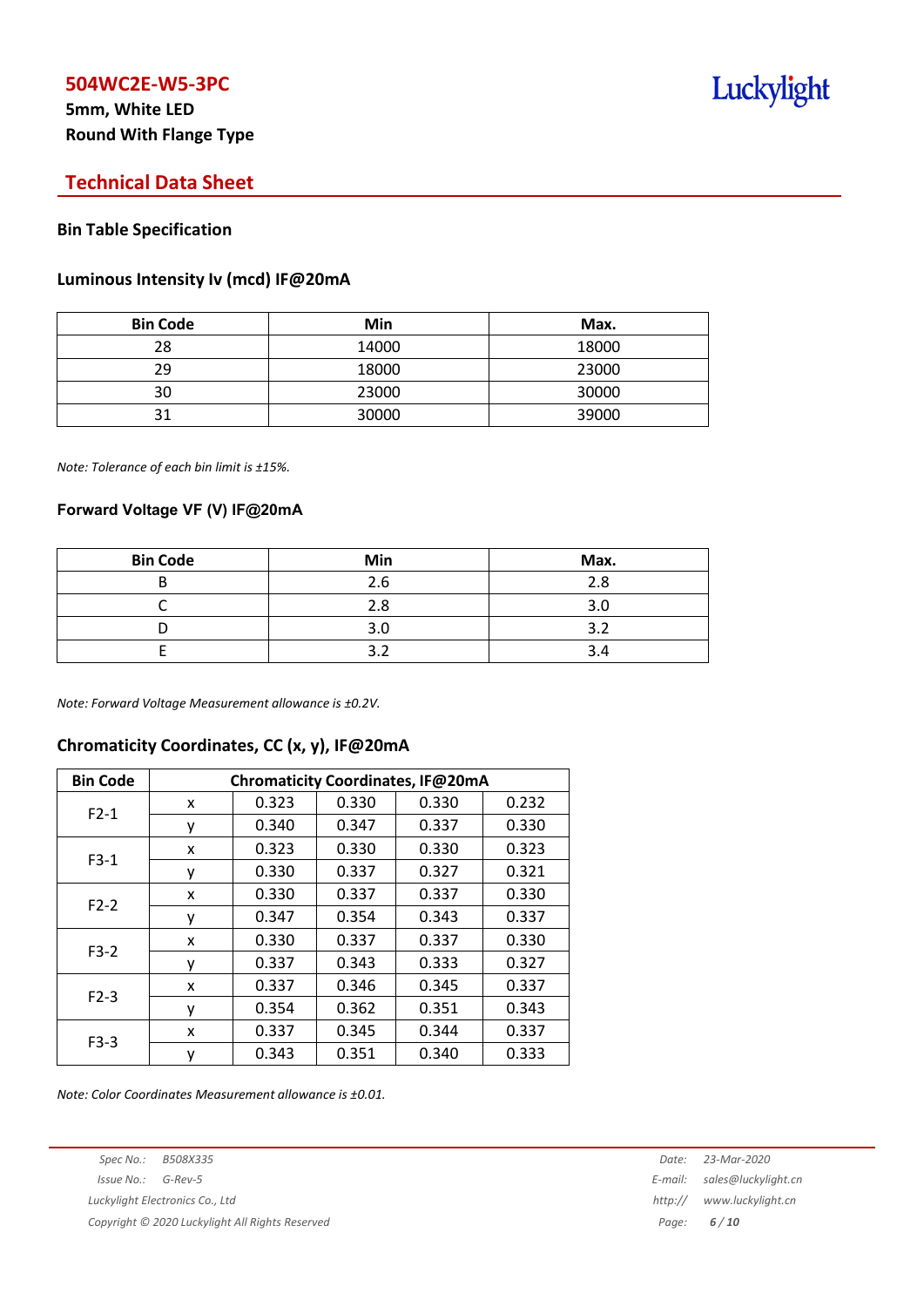# 504WC2E-W5-3PC

**5mm, White LED**
**Round With Flange Type**

## Technical Data Sheet

### Bin Table Specification

#### Luminous Intensity Iv (mcd) IF@20mA

| Bin Code | Min | Max. |
|---|---|---|
| 28 | 14000 | 18000 |
| 29 | 18000 | 23000 |
| 30 | 23000 | 30000 |
| 31 | 30000 | 39000 |

*Note: Tolerance of each bin limit is ±15%.*

#### Forward Voltage VF (V) IF@20mA

| Bin Code | Min | Max. |
|---|---|---|
| B | 2.6 | 2.8 |
| C | 2.8 | 3.0 |
| D | 3.0 | 3.2 |
| E | 3.2 | 3.4 |

*Note: Forward Voltage Measurement allowance is ±0.2V.*

#### Chromaticity Coordinates, CC (x, y), IF@20mA

| Bin Code | Chromaticity Coordinates, IF@20mA | | | | |
|---|---|---|---|---|---|
| F2-1 | x | 0.323 | 0.330 | 0.330 | 0.232 |
| | y | 0.340 | 0.347 | 0.337 | 0.330 |
| F3-1 | x | 0.323 | 0.330 | 0.330 | 0.323 |
| | y | 0.330 | 0.337 | 0.327 | 0.321 |
| F2-2 | x | 0.330 | 0.337 | 0.337 | 0.330 |
| | y | 0.347 | 0.354 | 0.343 | 0.337 |
| F3-2 | x | 0.330 | 0.337 | 0.337 | 0.330 |
| | y | 0.337 | 0.343 | 0.333 | 0.327 |
| F2-3 | x | 0.337 | 0.346 | 0.345 | 0.337 |
| | y | 0.354 | 0.362 | 0.351 | 0.343 |
| F3-3 | x | 0.337 | 0.345 | 0.344 | 0.337 |
| | y | 0.343 | 0.351 | 0.340 | 0.333 |

*Note: Color Coordinates Measurement allowance is ±0.01.*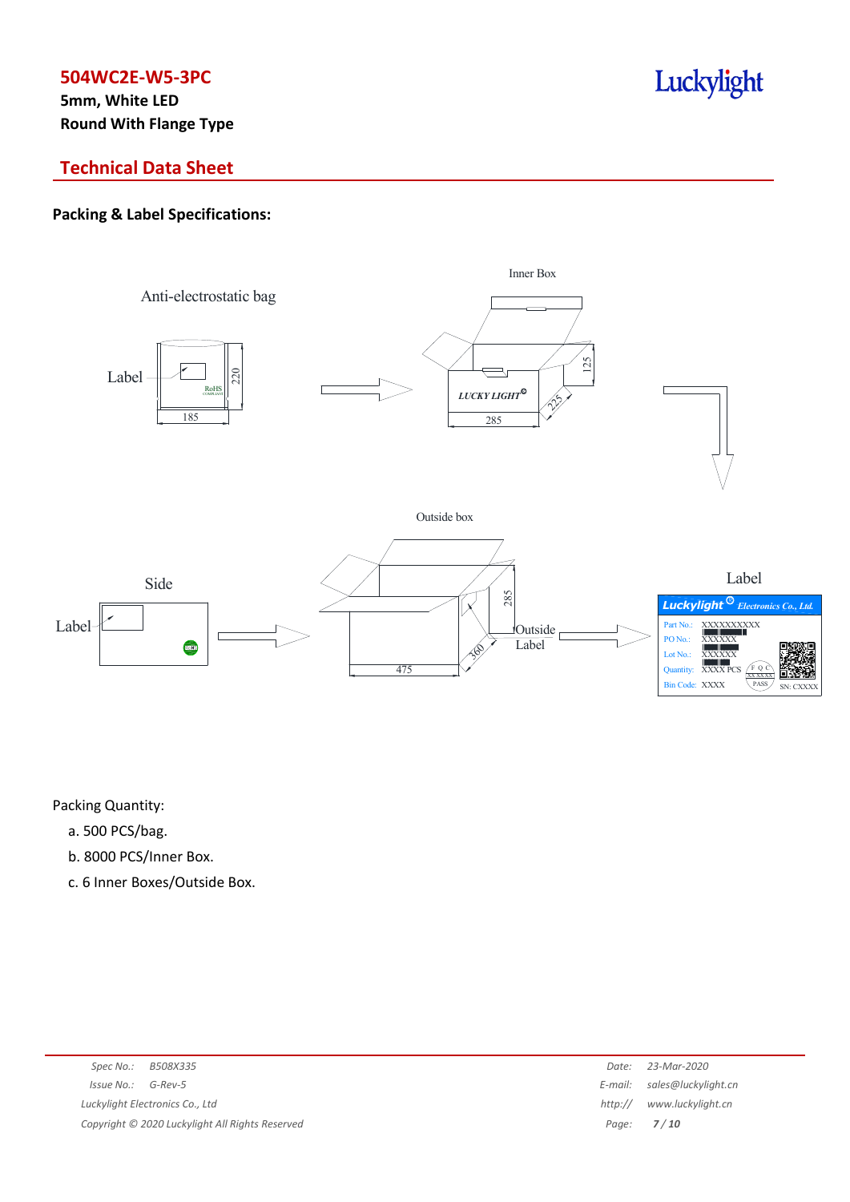# 504WC2E-W5-3PC

**5mm, White LED**

**Round With Flange Type**

## Technical Data Sheet

### Packing & Label Specifications:

Anti-electrostatic bag

Label

RoHS

220

185

Inner Box

LUCKY LIGHT

125

225

285

Outside box

Side

Label

285

360

475

Outside Label

Label

Luckylight Electronics Co., Ltd.

Part No.: XXXXXXXXXX

PO No.: XXXXXX

Lot No.: XXXXXX

Quantity: XXXX PCS

Bin Code: XXXX

FQC XXXXXX PASS

SN: CXXXX

Packing Quantity:

a. 500 PCS/bag.

b. 8000 PCS/Inner Box.

c. 6 Inner Boxes/Outside Box.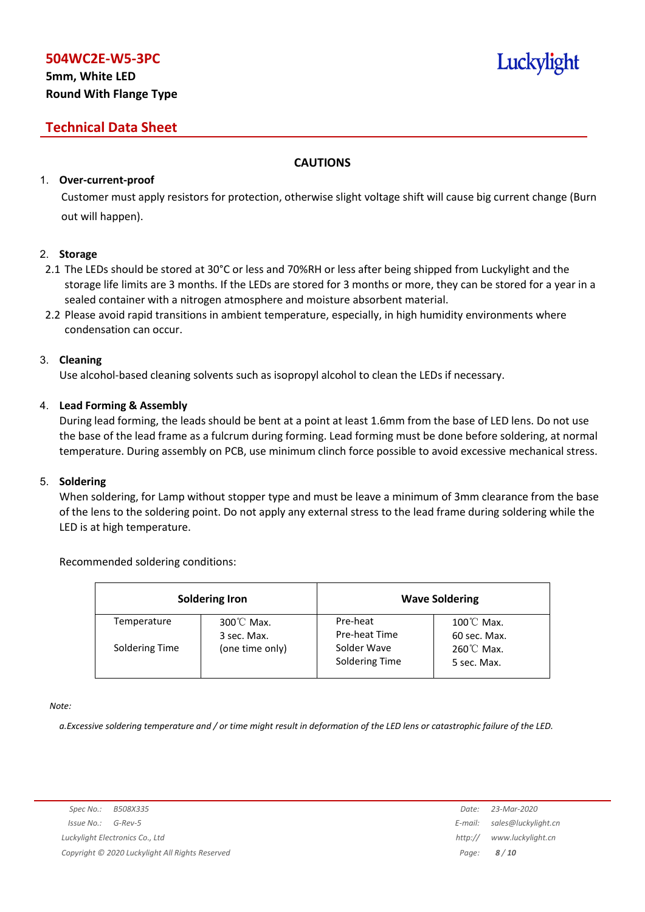## CAUTIONS

1. **Over-current-proof**

   Customer must apply resistors for protection, otherwise slight voltage shift will cause big current change (Burn out will happen).

2. **Storage**

   2.1 The LEDs should be stored at 30°C or less and 70%RH or less after being shipped from Luckylight and the storage life limits are 3 months. If the LEDs are stored for 3 months or more, they can be stored for a year in a sealed container with a nitrogen atmosphere and moisture absorbent material.

   2.2 Please avoid rapid transitions in ambient temperature, especially, in high humidity environments where condensation can occur.

3. **Cleaning**

   Use alcohol-based cleaning solvents such as isopropyl alcohol to clean the LEDs if necessary.

4. **Lead Forming & Assembly**

   During lead forming, the leads should be bent at a point at least 1.6mm from the base of LED lens. Do not use the base of the lead frame as a fulcrum during forming. Lead forming must be done before soldering, at normal temperature. During assembly on PCB, use minimum clinch force possible to avoid excessive mechanical stress.

5. **Soldering**

   When soldering, for Lamp without stopper type and must be leave a minimum of 3mm clearance from the base of the lens to the soldering point. Do not apply any external stress to the lead frame during soldering while the LED is at high temperature.

   Recommended soldering conditions:

| Soldering Iron | | Wave Soldering | |
|---|---|---|---|
| Temperature<br>Soldering Time | 300℃ Max.<br>3 sec. Max.<br>(one time only) | Pre-heat<br>Pre-heat Time<br>Solder Wave<br>Soldering Time | 100℃ Max.<br>60 sec. Max.<br>260℃ Max.<br>5 sec. Max. |

*Note:*

*a.Excessive soldering temperature and / or time might result in deformation of the LED lens or catastrophic failure of the LED.*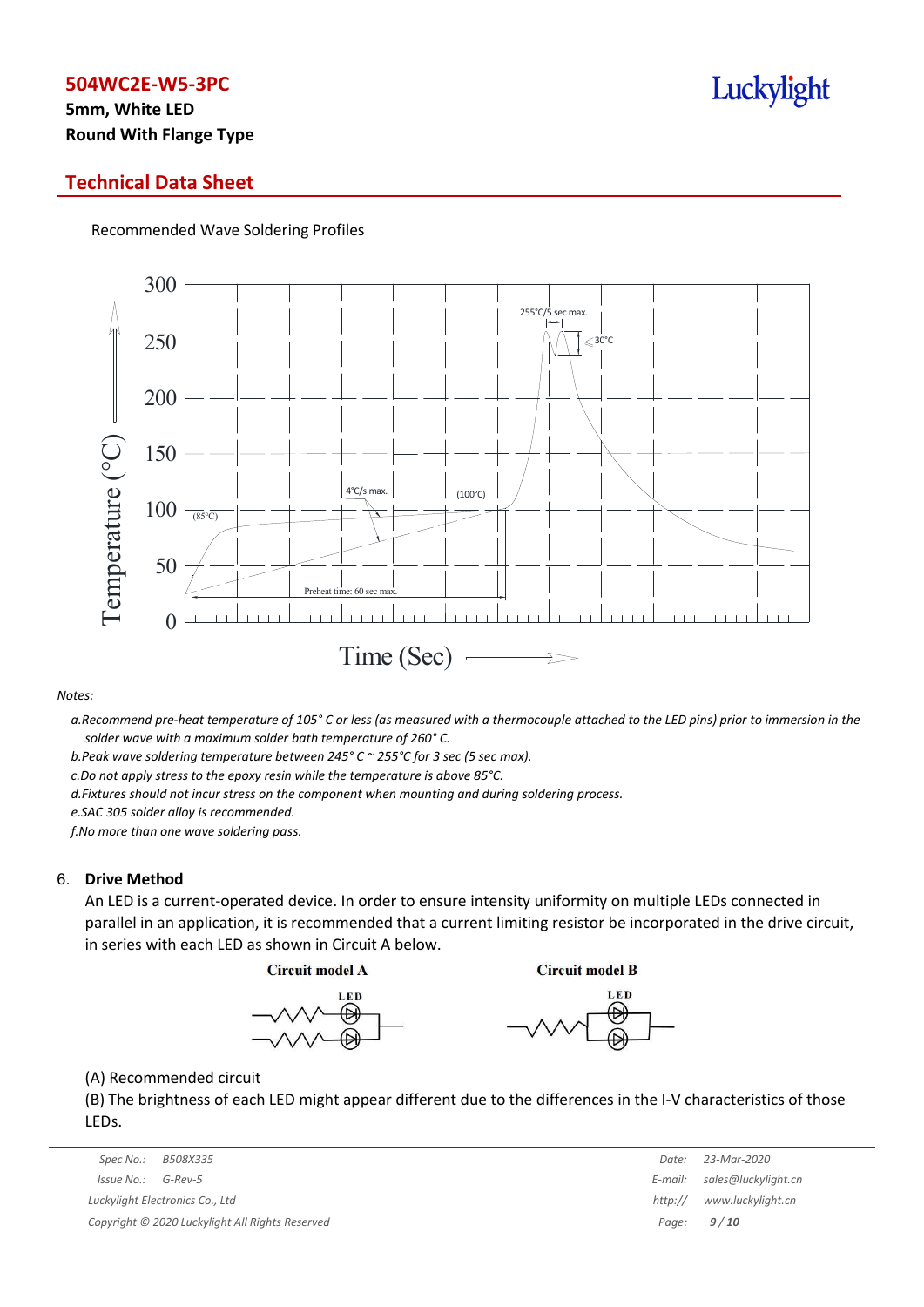# 504WC2E-W5-3PC

**5mm, White LED**
**Round With Flange Type**

## Technical Data Sheet

Recommended Wave Soldering Profiles

*Notes:*

*a.Recommend pre-heat temperature of 105° C or less (as measured with a thermocouple attached to the LED pins) prior to immersion in the solder wave with a maximum solder bath temperature of 260° C.*

*b.Peak wave soldering temperature between 245° C ~ 255°C for 3 sec (5 sec max).*

*c.Do not apply stress to the epoxy resin while the temperature is above 85°C.*

*d.Fixtures should not incur stress on the component when mounting and during soldering process.*

*e.SAC 305 solder alloy is recommended.*

*f.No more than one wave soldering pass.*

## 6. Drive Method

An LED is a current-operated device. In order to ensure intensity uniformity on multiple LEDs connected in parallel in an application, it is recommended that a current limiting resistor be incorporated in the drive circuit, in series with each LED as shown in Circuit A below.

**Circuit model A** **Circuit model B**

(A) Recommended circuit

(B) The brightness of each LED might appear different due to the differences in the I-V characteristics of those LEDs.

| | | | |
|---|---|---|---|
| *Spec No.:* | *B508X335* | *Date:* | *23-Mar-2020* |
| *Issue No.:* | *G-Rev-5* | *E-mail:* | *sales@luckylight.cn* |
| *Luckylight Electronics Co., Ltd* | | *http://* | *www.luckylight.cn* |
| *Copyright © 2020 Luckylight All Rights Reserved* | | | |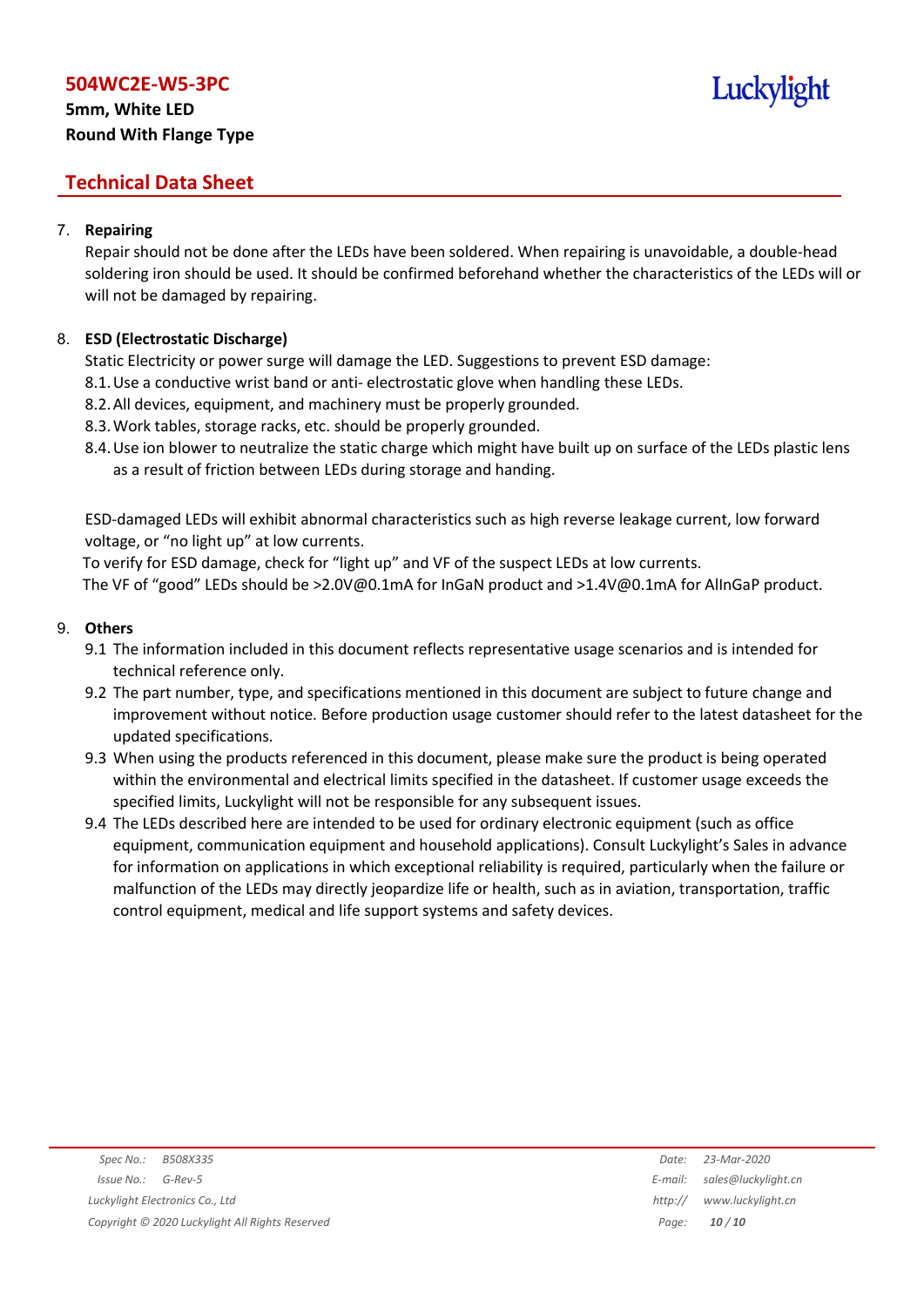7. **Repairing**

   Repair should not be done after the LEDs have been soldered. When repairing is unavoidable, a double-head soldering iron should be used. It should be confirmed beforehand whether the characteristics of the LEDs will or will not be damaged by repairing.

8. **ESD (Electrostatic Discharge)**

   Static Electricity or power surge will damage the LED. Suggestions to prevent ESD damage:

   8.1. Use a conductive wrist band or anti- electrostatic glove when handling these LEDs.
   8.2. All devices, equipment, and machinery must be properly grounded.
   8.3. Work tables, storage racks, etc. should be properly grounded.
   8.4. Use ion blower to neutralize the static charge which might have built up on surface of the LEDs plastic lens as a result of friction between LEDs during storage and handing.

   ESD-damaged LEDs will exhibit abnormal characteristics such as high reverse leakage current, low forward voltage, or "no light up" at low currents.
   To verify for ESD damage, check for "light up" and VF of the suspect LEDs at low currents.
   The VF of "good" LEDs should be >2.0V@0.1mA for InGaN product and >1.4V@0.1mA for AlInGaP product.

9. **Others**

   9.1 The information included in this document reflects representative usage scenarios and is intended for technical reference only.
   9.2 The part number, type, and specifications mentioned in this document are subject to future change and improvement without notice. Before production usage customer should refer to the latest datasheet for the updated specifications.
   9.3 When using the products referenced in this document, please make sure the product is being operated within the environmental and electrical limits specified in the datasheet. If customer usage exceeds the specified limits, Luckylight will not be responsible for any subsequent issues.
   9.4 The LEDs described here are intended to be used for ordinary electronic equipment (such as office equipment, communication equipment and household applications). Consult Luckylight's Sales in advance for information on applications in which exceptional reliability is required, particularly when the failure or malfunction of the LEDs may directly jeopardize life or health, such as in aviation, transportation, traffic control equipment, medical and life support systems and safety devices.